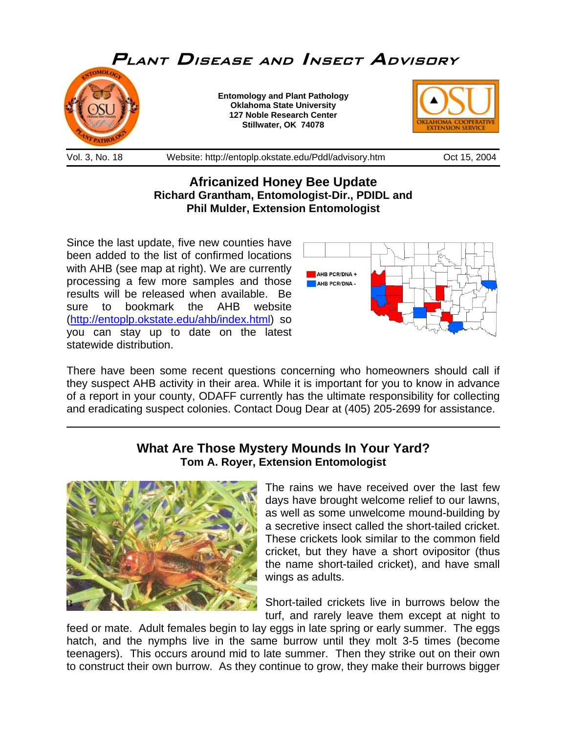# Plant Disease and Insect Advisory

**Entomology and Plant Pathology**
**Oklahoma State University**
**127 Noble Research Center**
**Stillwater, OK 74078**

Vol. 3, No. 18 | Website: http://entoplp.okstate.edu/Pddl/advisory.htm | Oct 15, 2004

## Africanized Honey Bee Update

**Richard Grantham, Entomologist-Dir., PDIDL and**
**Phil Mulder, Extension Entomologist**

Since the last update, five new counties have been added to the list of confirmed locations with AHB (see map at right). We are currently processing a few more samples and those results will be released when available. Be sure to bookmark the AHB website (http://entoplp.okstate.edu/ahb/index.html) so you can stay up to date on the latest statewide distribution.

AHB PCR/DNA +
AHB PCR/DNA -

There have been some recent questions concerning who homeowners should call if they suspect AHB activity in their area. While it is important for you to know in advance of a report in your county, ODAFF currently has the ultimate responsibility for collecting and eradicating suspect colonies. Contact Doug Dear at (405) 205-2699 for assistance.

---

## What Are Those Mystery Mounds In Your Yard?

**Tom A. Royer, Extension Entomologist**

The rains we have received over the last few days have brought welcome relief to our lawns, as well as some unwelcome mound-building by a secretive insect called the short-tailed cricket. These crickets look similar to the common field cricket, but they have a short ovipositor (thus the name short-tailed cricket), and have small wings as adults.

Short-tailed crickets live in burrows below the turf, and rarely leave them except at night to feed or mate. Adult females begin to lay eggs in late spring or early summer. The eggs hatch, and the nymphs live in the same burrow until they molt 3-5 times (become teenagers). This occurs around mid to late summer. Then they strike out on their own to construct their own burrow. As they continue to grow, they make their burrows bigger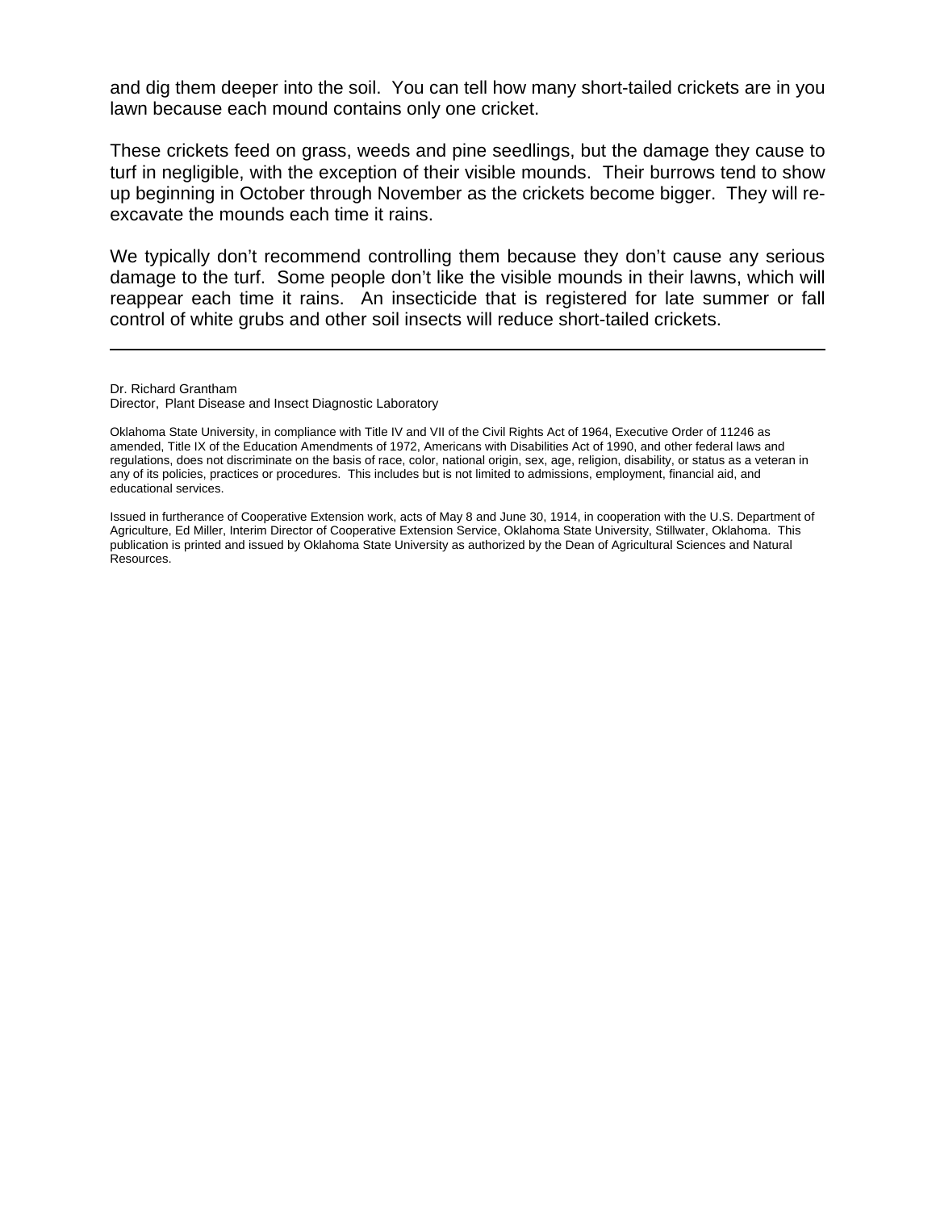and dig them deeper into the soil. You can tell how many short-tailed crickets are in you lawn because each mound contains only one cricket.

These crickets feed on grass, weeds and pine seedlings, but the damage they cause to turf in negligible, with the exception of their visible mounds. Their burrows tend to show up beginning in October through November as the crickets become bigger. They will re-excavate the mounds each time it rains.

We typically don't recommend controlling them because they don't cause any serious damage to the turf. Some people don't like the visible mounds in their lawns, which will reappear each time it rains. An insecticide that is registered for late summer or fall control of white grubs and other soil insects will reduce short-tailed crickets.

---

Dr. Richard Grantham
Director, Plant Disease and Insect Diagnostic Laboratory

Oklahoma State University, in compliance with Title IV and VII of the Civil Rights Act of 1964, Executive Order of 11246 as amended, Title IX of the Education Amendments of 1972, Americans with Disabilities Act of 1990, and other federal laws and regulations, does not discriminate on the basis of race, color, national origin, sex, age, religion, disability, or status as a veteran in any of its policies, practices or procedures. This includes but is not limited to admissions, employment, financial aid, and educational services.

Issued in furtherance of Cooperative Extension work, acts of May 8 and June 30, 1914, in cooperation with the U.S. Department of Agriculture, Ed Miller, Interim Director of Cooperative Extension Service, Oklahoma State University, Stillwater, Oklahoma. This publication is printed and issued by Oklahoma State University as authorized by the Dean of Agricultural Sciences and Natural Resources.